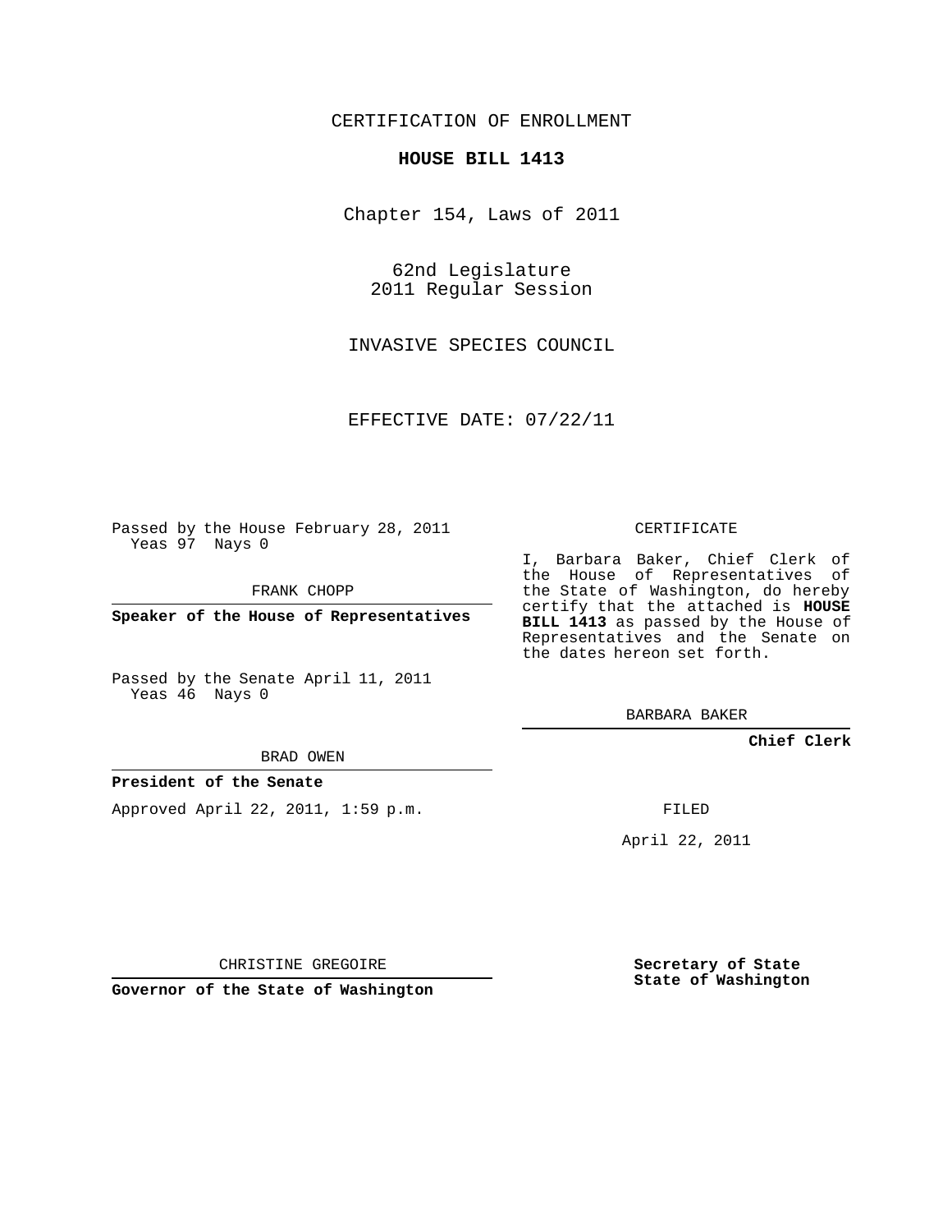CERTIFICATION OF ENROLLMENT

**HOUSE BILL 1413**

Chapter 154, Laws of 2011

62nd Legislature
2011 Regular Session

INVASIVE SPECIES COUNCIL

EFFECTIVE DATE: 07/22/11

Passed by the House February 28, 2011
Yeas 97 Nays 0

FRANK CHOPP

**Speaker of the House of Representatives**

Passed by the Senate April 11, 2011
Yeas 46 Nays 0

BRAD OWEN

**President of the Senate**

Approved April 22, 2011, 1:59 p.m.

CHRISTINE GREGOIRE

**Governor of the State of Washington**

CERTIFICATE

I, Barbara Baker, Chief Clerk of the House of Representatives of the State of Washington, do hereby certify that the attached is **HOUSE BILL 1413** as passed by the House of Representatives and the Senate on the dates hereon set forth.

BARBARA BAKER

**Chief Clerk**

FILED

April 22, 2011

**Secretary of State**
**State of Washington**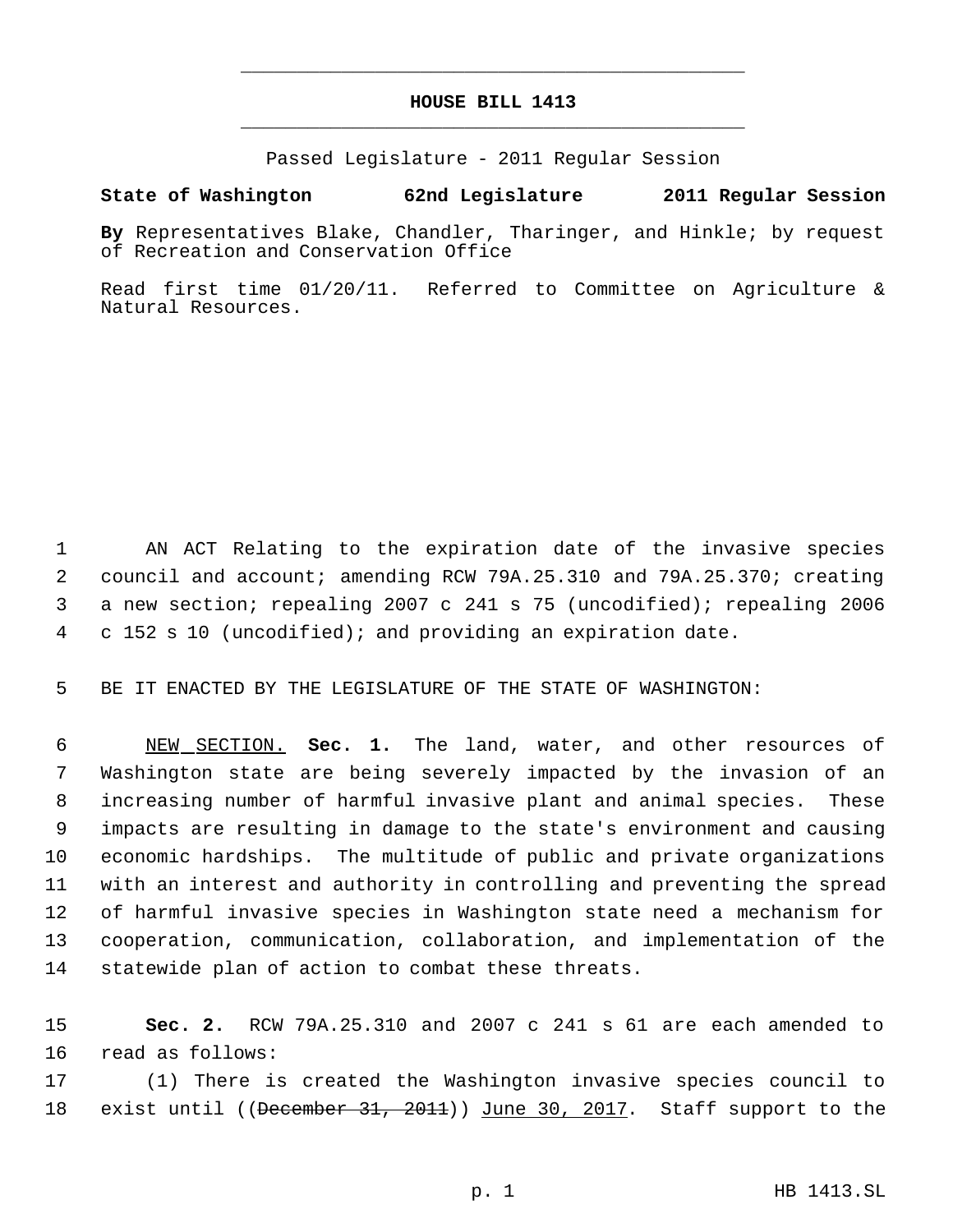# HOUSE BILL 1413

Passed Legislature - 2011 Regular Session

**State of Washington 62nd Legislature 2011 Regular Session**

**By** Representatives Blake, Chandler, Tharinger, and Hinkle; by request of Recreation and Conservation Office

Read first time 01/20/11. Referred to Committee on Agriculture & Natural Resources.

1 AN ACT Relating to the expiration date of the invasive species
2 council and account; amending RCW 79A.25.310 and 79A.25.370; creating
3 a new section; repealing 2007 c 241 s 75 (uncodified); repealing 2006
4 c 152 s 10 (uncodified); and providing an expiration date.

5 BE IT ENACTED BY THE LEGISLATURE OF THE STATE OF WASHINGTON:

6 NEW SECTION. **Sec. 1.** The land, water, and other resources of
7 Washington state are being severely impacted by the invasion of an
8 increasing number of harmful invasive plant and animal species. These
9 impacts are resulting in damage to the state's environment and causing
10 economic hardships. The multitude of public and private organizations
11 with an interest and authority in controlling and preventing the spread
12 of harmful invasive species in Washington state need a mechanism for
13 cooperation, communication, collaboration, and implementation of the
14 statewide plan of action to combat these threats.

15 **Sec. 2.** RCW 79A.25.310 and 2007 c 241 s 61 are each amended to
16 read as follows:
17 (1) There is created the Washington invasive species council to
18 exist until ((~~December 31, 2011~~)) June 30, 2017. Staff support to the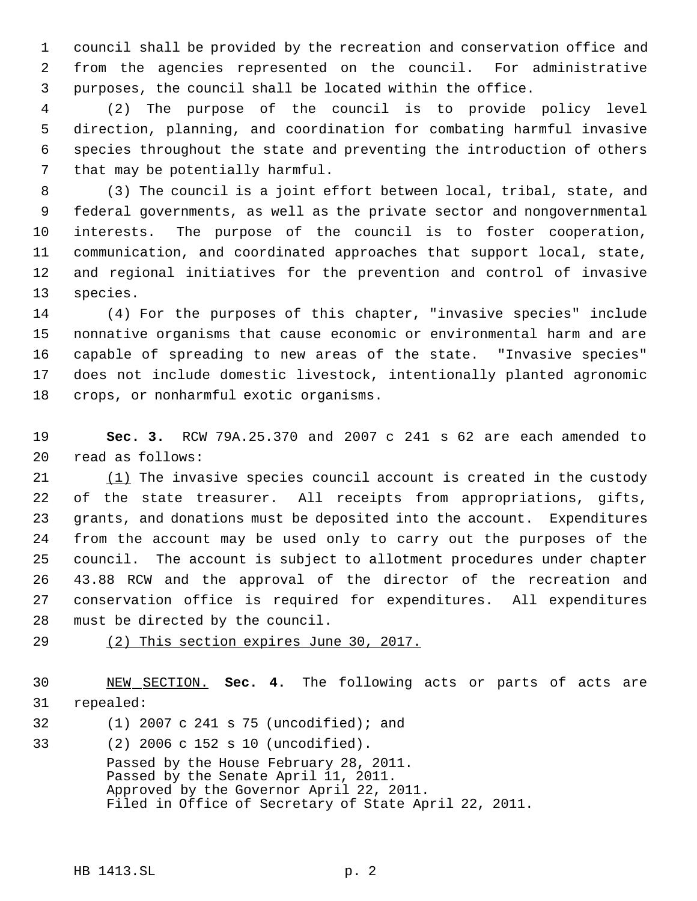council shall be provided by the recreation and conservation office and from the agencies represented on the council. For administrative purposes, the council shall be located within the office.

(2) The purpose of the council is to provide policy level direction, planning, and coordination for combating harmful invasive species throughout the state and preventing the introduction of others that may be potentially harmful.

(3) The council is a joint effort between local, tribal, state, and federal governments, as well as the private sector and nongovernmental interests. The purpose of the council is to foster cooperation, communication, and coordinated approaches that support local, state, and regional initiatives for the prevention and control of invasive species.

(4) For the purposes of this chapter, "invasive species" include nonnative organisms that cause economic or environmental harm and are capable of spreading to new areas of the state. "Invasive species" does not include domestic livestock, intentionally planted agronomic crops, or nonharmful exotic organisms.

**Sec. 3.** RCW 79A.25.370 and 2007 c 241 s 62 are each amended to read as follows:

<u>(1)</u> The invasive species council account is created in the custody of the state treasurer. All receipts from appropriations, gifts, grants, and donations must be deposited into the account. Expenditures from the account may be used only to carry out the purposes of the council. The account is subject to allotment procedures under chapter 43.88 RCW and the approval of the director of the recreation and conservation office is required for expenditures. All expenditures must be directed by the council.

<u>(2) This section expires June 30, 2017.</u>

<u>NEW SECTION.</u> **Sec. 4.** The following acts or parts of acts are repealed:

(1) 2007 c 241 s 75 (uncodified); and

(2) 2006 c 152 s 10 (uncodified).

Passed by the House February 28, 2011.
Passed by the Senate April 11, 2011.
Approved by the Governor April 22, 2011.
Filed in Office of Secretary of State April 22, 2011.